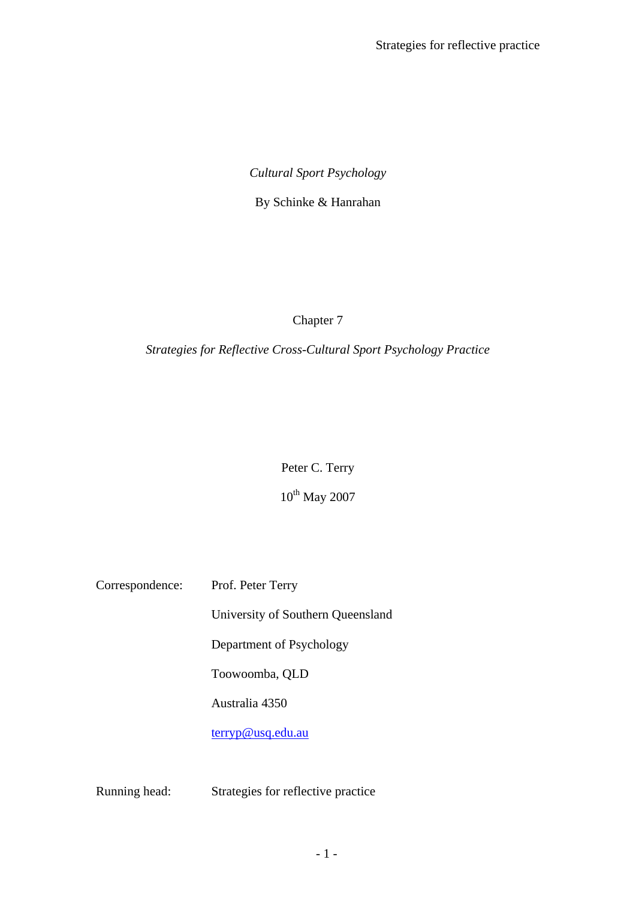*Cultural Sport Psychology*

By Schinke & Hanrahan

Chapter 7

*Strategies for Reflective Cross-Cultural Sport Psychology Practice*

Peter C. Terry

10th May 2007

Correspondence: Prof. Peter Terry

University of Southern Queensland

Department of Psychology

Toowoomba, QLD

Australia 4350

terryp@usq.edu.au

Running head: Strategies for reflective practice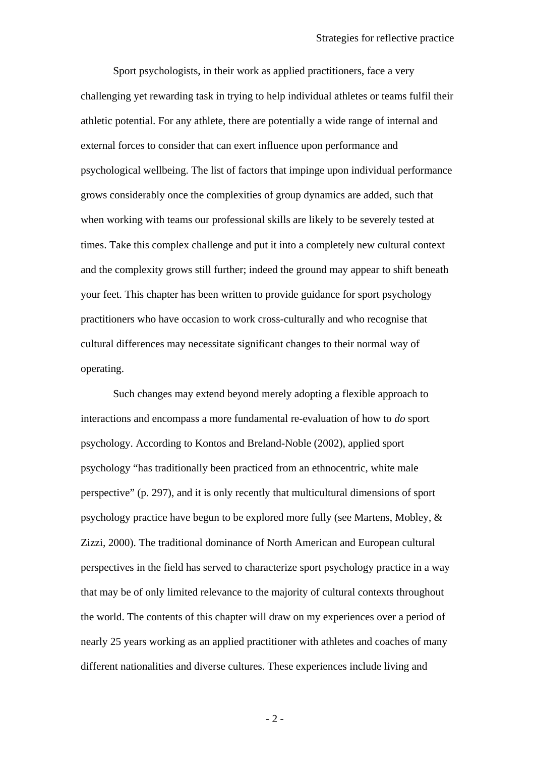Sport psychologists, in their work as applied practitioners, face a very challenging yet rewarding task in trying to help individual athletes or teams fulfil their athletic potential. For any athlete, there are potentially a wide range of internal and external forces to consider that can exert influence upon performance and psychological wellbeing. The list of factors that impinge upon individual performance grows considerably once the complexities of group dynamics are added, such that when working with teams our professional skills are likely to be severely tested at times. Take this complex challenge and put it into a completely new cultural context and the complexity grows still further; indeed the ground may appear to shift beneath your feet. This chapter has been written to provide guidance for sport psychology practitioners who have occasion to work cross-culturally and who recognise that cultural differences may necessitate significant changes to their normal way of operating.

Such changes may extend beyond merely adopting a flexible approach to interactions and encompass a more fundamental re-evaluation of how to *do* sport psychology. According to Kontos and Breland-Noble (2002), applied sport psychology "has traditionally been practiced from an ethnocentric, white male perspective" (p. 297), and it is only recently that multicultural dimensions of sport psychology practice have begun to be explored more fully (see Martens, Mobley, & Zizzi, 2000). The traditional dominance of North American and European cultural perspectives in the field has served to characterize sport psychology practice in a way that may be of only limited relevance to the majority of cultural contexts throughout the world. The contents of this chapter will draw on my experiences over a period of nearly 25 years working as an applied practitioner with athletes and coaches of many different nationalities and diverse cultures. These experiences include living and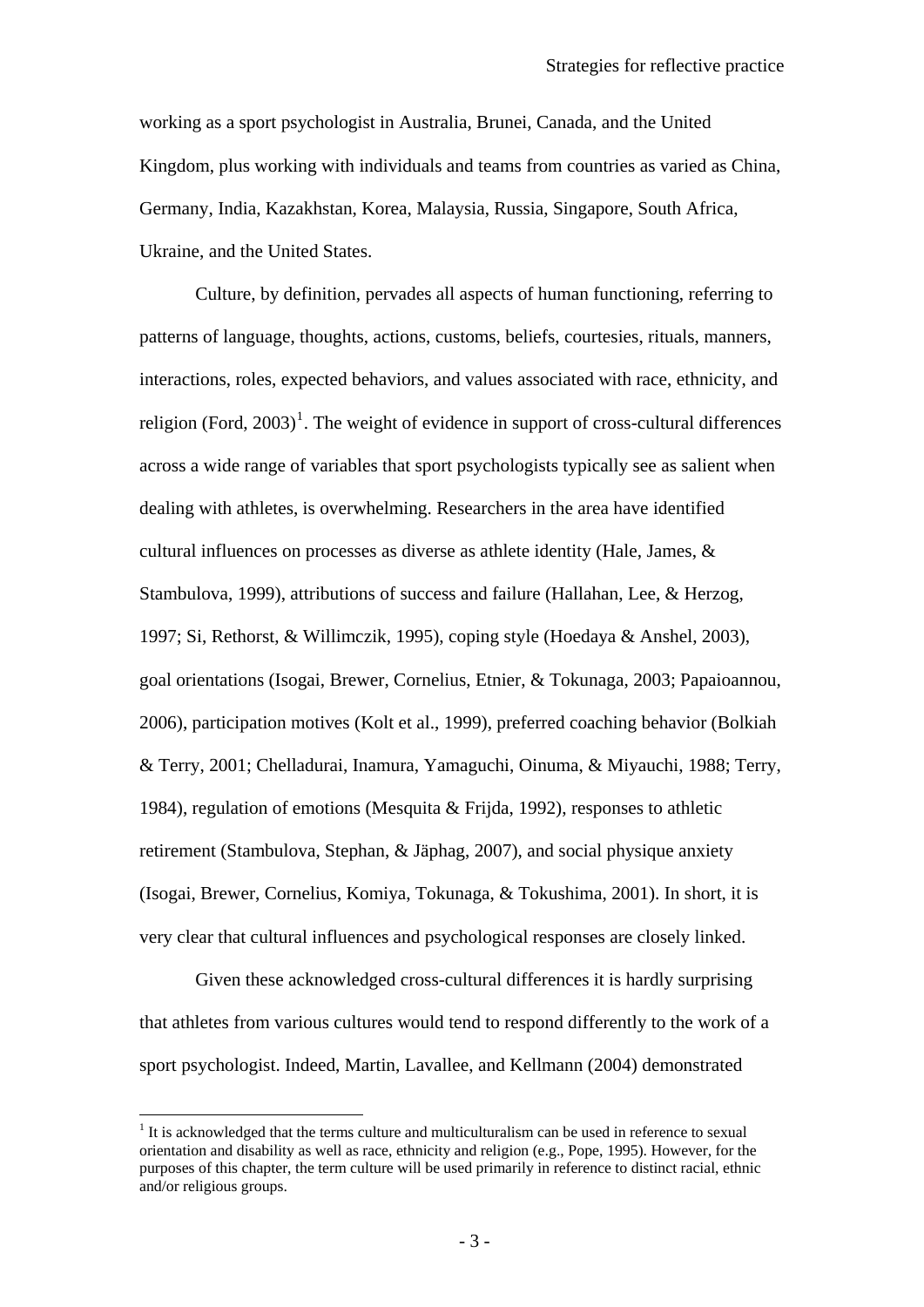working as a sport psychologist in Australia, Brunei, Canada, and the United Kingdom, plus working with individuals and teams from countries as varied as China, Germany, India, Kazakhstan, Korea, Malaysia, Russia, Singapore, South Africa, Ukraine, and the United States.

Culture, by definition, pervades all aspects of human functioning, referring to patterns of language, thoughts, actions, customs, beliefs, courtesies, rituals, manners, interactions, roles, expected behaviors, and values associated with race, ethnicity, and religion (Ford, 2003)[1]. The weight of evidence in support of cross-cultural differences across a wide range of variables that sport psychologists typically see as salient when dealing with athletes, is overwhelming. Researchers in the area have identified cultural influences on processes as diverse as athlete identity (Hale, James, & Stambulova, 1999), attributions of success and failure (Hallahan, Lee, & Herzog, 1997; Si, Rethorst, & Willimczik, 1995), coping style (Hoedaya & Anshel, 2003), goal orientations (Isogai, Brewer, Cornelius, Etnier, & Tokunaga, 2003; Papaioannou, 2006), participation motives (Kolt et al., 1999), preferred coaching behavior (Bolkiah & Terry, 2001; Chelladurai, Inamura, Yamaguchi, Oinuma, & Miyauchi, 1988; Terry, 1984), regulation of emotions (Mesquita & Frijda, 1992), responses to athletic retirement (Stambulova, Stephan, & Jäphag, 2007), and social physique anxiety (Isogai, Brewer, Cornelius, Komiya, Tokunaga, & Tokushima, 2001). In short, it is very clear that cultural influences and psychological responses are closely linked.

Given these acknowledged cross-cultural differences it is hardly surprising that athletes from various cultures would tend to respond differently to the work of a sport psychologist. Indeed, Martin, Lavallee, and Kellmann (2004) demonstrated

[1] It is acknowledged that the terms culture and multiculturalism can be used in reference to sexual orientation and disability as well as race, ethnicity and religion (e.g., Pope, 1995). However, for the purposes of this chapter, the term culture will be used primarily in reference to distinct racial, ethnic and/or religious groups.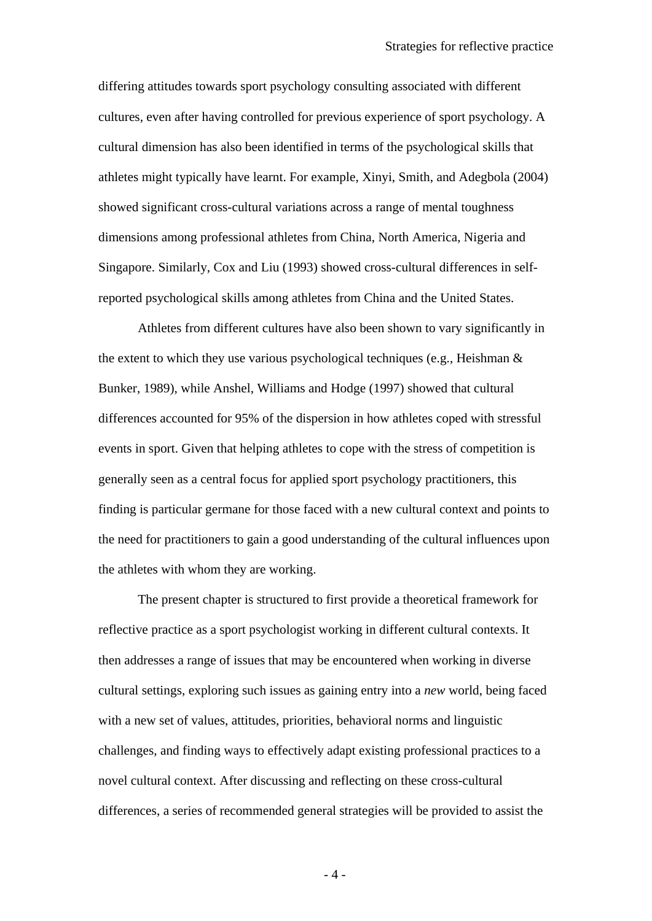differing attitudes towards sport psychology consulting associated with different cultures, even after having controlled for previous experience of sport psychology. A cultural dimension has also been identified in terms of the psychological skills that athletes might typically have learnt. For example, Xinyi, Smith, and Adegbola (2004) showed significant cross-cultural variations across a range of mental toughness dimensions among professional athletes from China, North America, Nigeria and Singapore. Similarly, Cox and Liu (1993) showed cross-cultural differences in self-reported psychological skills among athletes from China and the United States.

Athletes from different cultures have also been shown to vary significantly in the extent to which they use various psychological techniques (e.g., Heishman & Bunker, 1989), while Anshel, Williams and Hodge (1997) showed that cultural differences accounted for 95% of the dispersion in how athletes coped with stressful events in sport. Given that helping athletes to cope with the stress of competition is generally seen as a central focus for applied sport psychology practitioners, this finding is particular germane for those faced with a new cultural context and points to the need for practitioners to gain a good understanding of the cultural influences upon the athletes with whom they are working.

The present chapter is structured to first provide a theoretical framework for reflective practice as a sport psychologist working in different cultural contexts. It then addresses a range of issues that may be encountered when working in diverse cultural settings, exploring such issues as gaining entry into a *new* world, being faced with a new set of values, attitudes, priorities, behavioral norms and linguistic challenges, and finding ways to effectively adapt existing professional practices to a novel cultural context. After discussing and reflecting on these cross-cultural differences, a series of recommended general strategies will be provided to assist the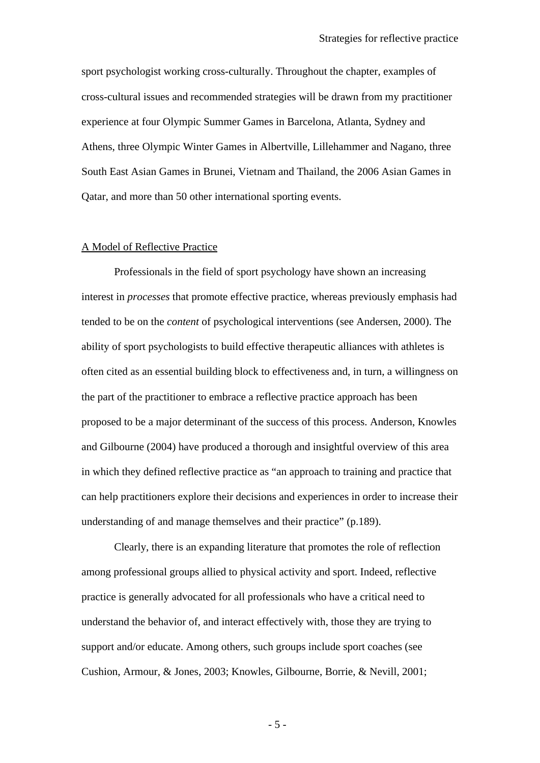sport psychologist working cross-culturally. Throughout the chapter, examples of cross-cultural issues and recommended strategies will be drawn from my practitioner experience at four Olympic Summer Games in Barcelona, Atlanta, Sydney and Athens, three Olympic Winter Games in Albertville, Lillehammer and Nagano, three South East Asian Games in Brunei, Vietnam and Thailand, the 2006 Asian Games in Qatar, and more than 50 other international sporting events.

## A Model of Reflective Practice

Professionals in the field of sport psychology have shown an increasing interest in *processes* that promote effective practice, whereas previously emphasis had tended to be on the *content* of psychological interventions (see Andersen, 2000). The ability of sport psychologists to build effective therapeutic alliances with athletes is often cited as an essential building block to effectiveness and, in turn, a willingness on the part of the practitioner to embrace a reflective practice approach has been proposed to be a major determinant of the success of this process. Anderson, Knowles and Gilbourne (2004) have produced a thorough and insightful overview of this area in which they defined reflective practice as "an approach to training and practice that can help practitioners explore their decisions and experiences in order to increase their understanding of and manage themselves and their practice" (p.189).

Clearly, there is an expanding literature that promotes the role of reflection among professional groups allied to physical activity and sport. Indeed, reflective practice is generally advocated for all professionals who have a critical need to understand the behavior of, and interact effectively with, those they are trying to support and/or educate. Among others, such groups include sport coaches (see Cushion, Armour, & Jones, 2003; Knowles, Gilbourne, Borrie, & Nevill, 2001;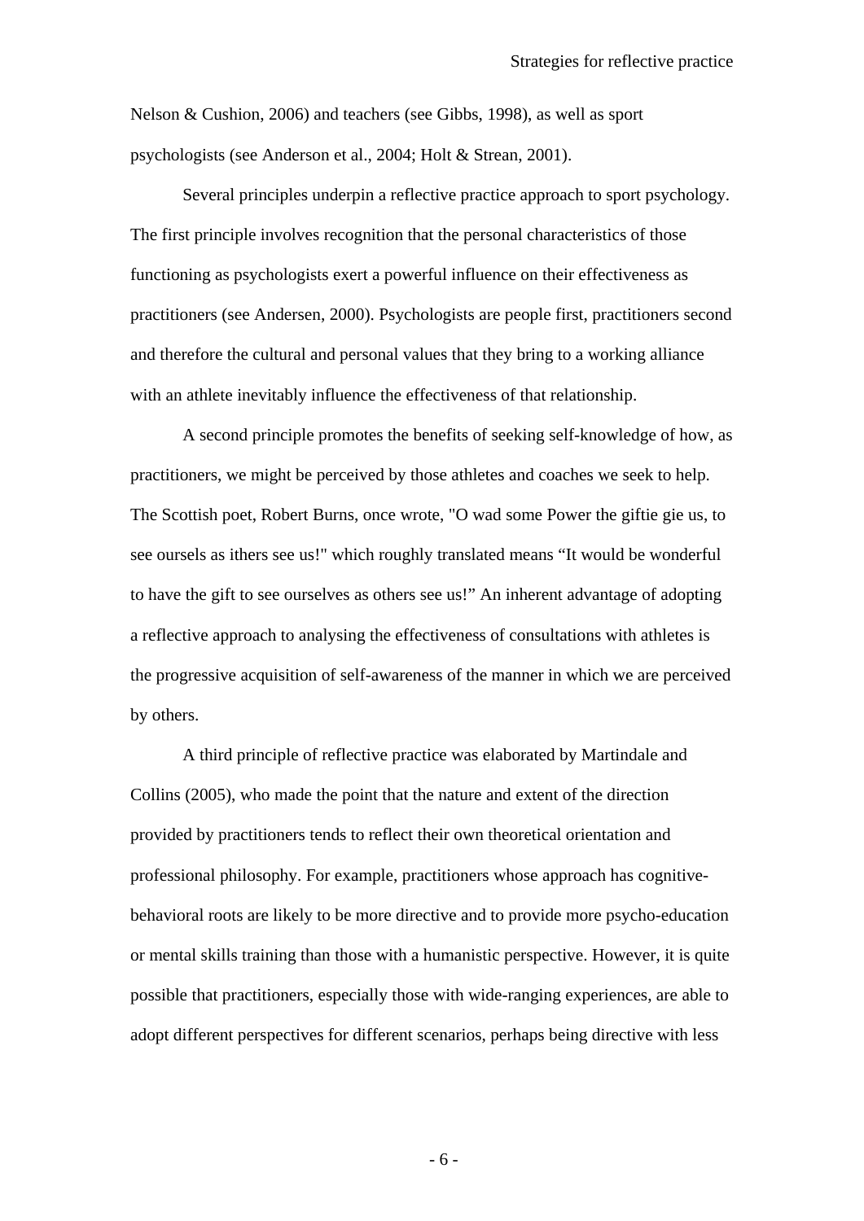Nelson & Cushion, 2006) and teachers (see Gibbs, 1998), as well as sport psychologists (see Anderson et al., 2004; Holt & Strean, 2001).

Several principles underpin a reflective practice approach to sport psychology. The first principle involves recognition that the personal characteristics of those functioning as psychologists exert a powerful influence on their effectiveness as practitioners (see Andersen, 2000). Psychologists are people first, practitioners second and therefore the cultural and personal values that they bring to a working alliance with an athlete inevitably influence the effectiveness of that relationship.

A second principle promotes the benefits of seeking self-knowledge of how, as practitioners, we might be perceived by those athletes and coaches we seek to help. The Scottish poet, Robert Burns, once wrote, "O wad some Power the giftie gie us, to see oursels as ithers see us!" which roughly translated means "It would be wonderful to have the gift to see ourselves as others see us!" An inherent advantage of adopting a reflective approach to analysing the effectiveness of consultations with athletes is the progressive acquisition of self-awareness of the manner in which we are perceived by others.

A third principle of reflective practice was elaborated by Martindale and Collins (2005), who made the point that the nature and extent of the direction provided by practitioners tends to reflect their own theoretical orientation and professional philosophy. For example, practitioners whose approach has cognitive-behavioral roots are likely to be more directive and to provide more psycho-education or mental skills training than those with a humanistic perspective. However, it is quite possible that practitioners, especially those with wide-ranging experiences, are able to adopt different perspectives for different scenarios, perhaps being directive with less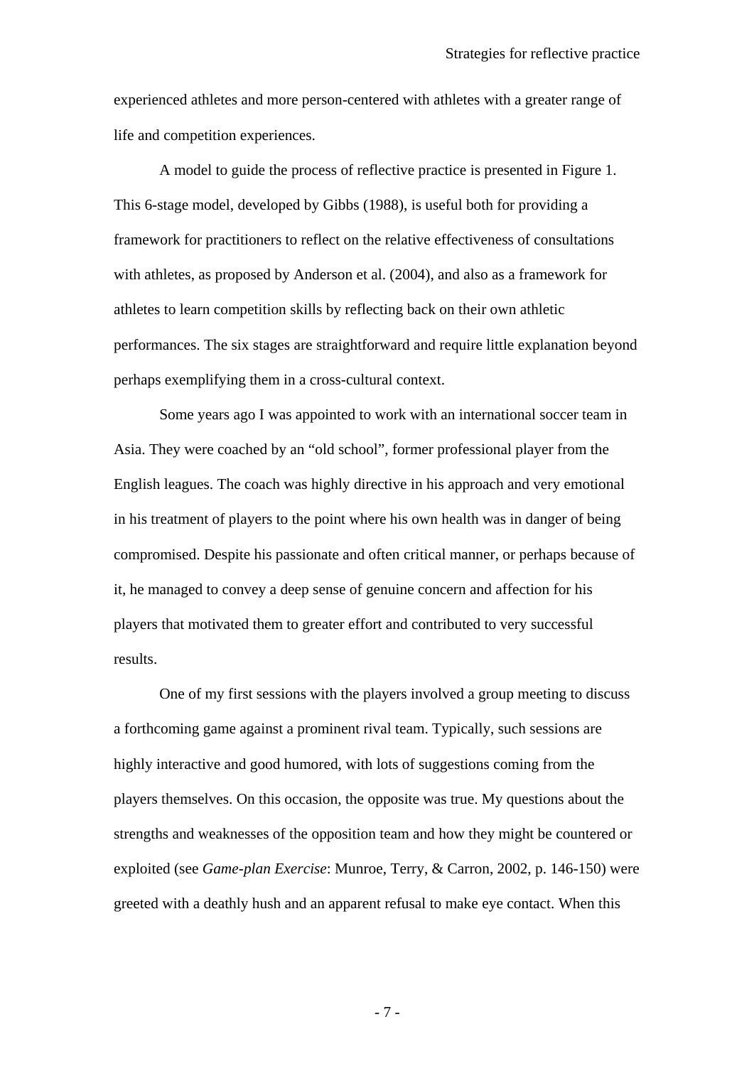experienced athletes and more person-centered with athletes with a greater range of life and competition experiences.

A model to guide the process of reflective practice is presented in Figure 1. This 6-stage model, developed by Gibbs (1988), is useful both for providing a framework for practitioners to reflect on the relative effectiveness of consultations with athletes, as proposed by Anderson et al. (2004), and also as a framework for athletes to learn competition skills by reflecting back on their own athletic performances. The six stages are straightforward and require little explanation beyond perhaps exemplifying them in a cross-cultural context.

Some years ago I was appointed to work with an international soccer team in Asia. They were coached by an "old school", former professional player from the English leagues. The coach was highly directive in his approach and very emotional in his treatment of players to the point where his own health was in danger of being compromised. Despite his passionate and often critical manner, or perhaps because of it, he managed to convey a deep sense of genuine concern and affection for his players that motivated them to greater effort and contributed to very successful results.

One of my first sessions with the players involved a group meeting to discuss a forthcoming game against a prominent rival team. Typically, such sessions are highly interactive and good humored, with lots of suggestions coming from the players themselves. On this occasion, the opposite was true. My questions about the strengths and weaknesses of the opposition team and how they might be countered or exploited (see *Game-plan Exercise*: Munroe, Terry, & Carron, 2002, p. 146-150) were greeted with a deathly hush and an apparent refusal to make eye contact. When this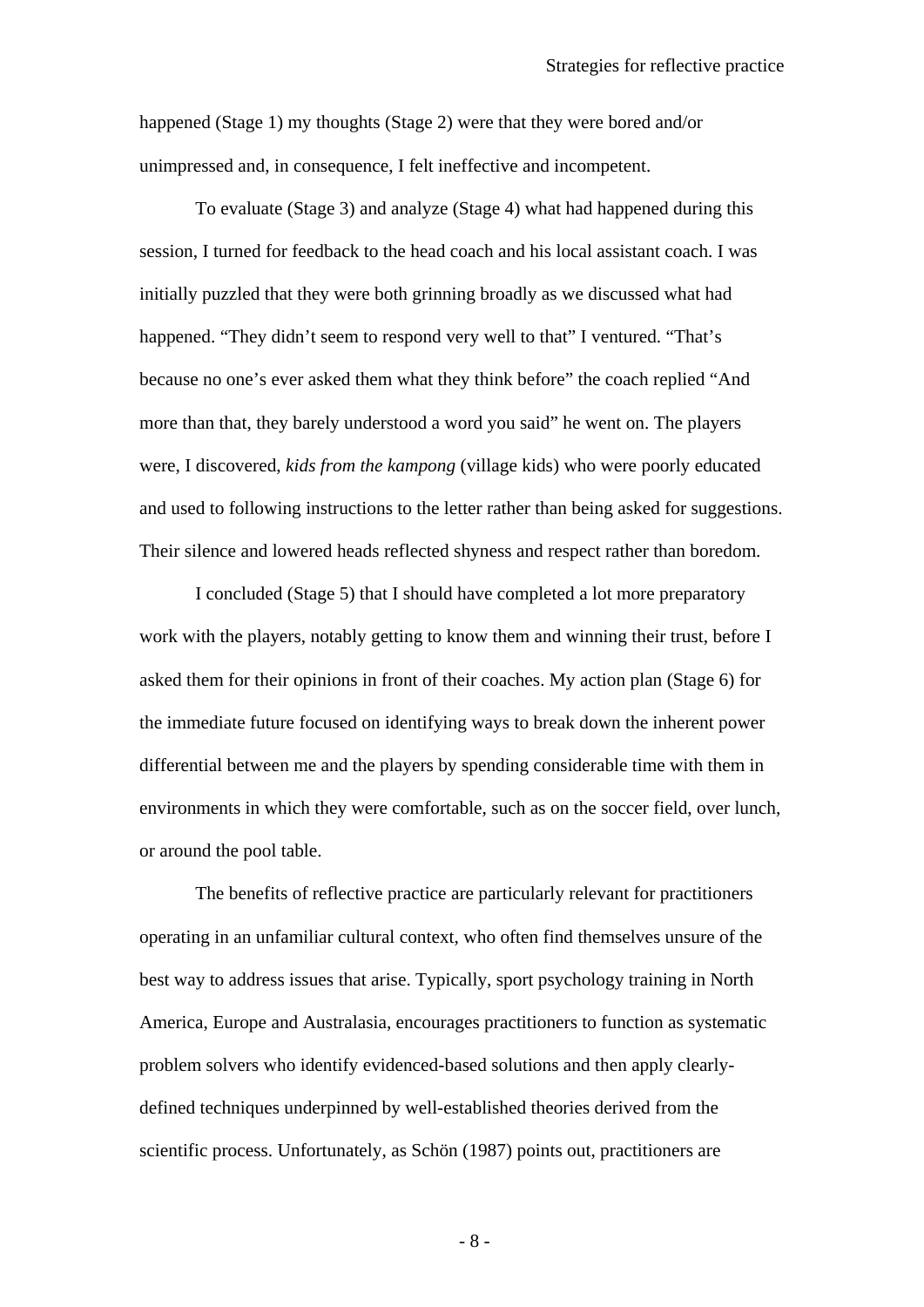happened (Stage 1) my thoughts (Stage 2) were that they were bored and/or unimpressed and, in consequence, I felt ineffective and incompetent.

To evaluate (Stage 3) and analyze (Stage 4) what had happened during this session, I turned for feedback to the head coach and his local assistant coach. I was initially puzzled that they were both grinning broadly as we discussed what had happened. “They didn’t seem to respond very well to that” I ventured. “That’s because no one’s ever asked them what they think before” the coach replied “And more than that, they barely understood a word you said” he went on. The players were, I discovered, *kids from the kampong* (village kids) who were poorly educated and used to following instructions to the letter rather than being asked for suggestions. Their silence and lowered heads reflected shyness and respect rather than boredom.

I concluded (Stage 5) that I should have completed a lot more preparatory work with the players, notably getting to know them and winning their trust, before I asked them for their opinions in front of their coaches. My action plan (Stage 6) for the immediate future focused on identifying ways to break down the inherent power differential between me and the players by spending considerable time with them in environments in which they were comfortable, such as on the soccer field, over lunch, or around the pool table.

The benefits of reflective practice are particularly relevant for practitioners operating in an unfamiliar cultural context, who often find themselves unsure of the best way to address issues that arise. Typically, sport psychology training in North America, Europe and Australasia, encourages practitioners to function as systematic problem solvers who identify evidenced-based solutions and then apply clearly-defined techniques underpinned by well-established theories derived from the scientific process. Unfortunately, as Schön (1987) points out, practitioners are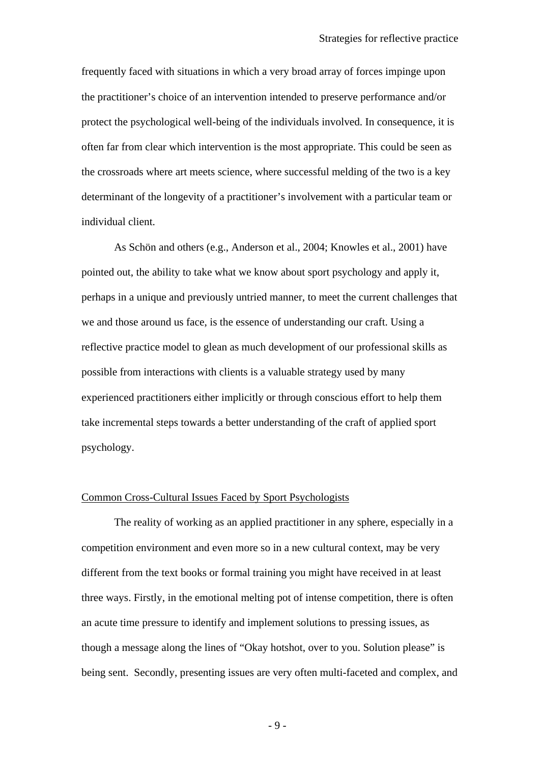frequently faced with situations in which a very broad array of forces impinge upon the practitioner's choice of an intervention intended to preserve performance and/or protect the psychological well-being of the individuals involved. In consequence, it is often far from clear which intervention is the most appropriate. This could be seen as the crossroads where art meets science, where successful melding of the two is a key determinant of the longevity of a practitioner's involvement with a particular team or individual client.

As Schön and others (e.g., Anderson et al., 2004; Knowles et al., 2001) have pointed out, the ability to take what we know about sport psychology and apply it, perhaps in a unique and previously untried manner, to meet the current challenges that we and those around us face, is the essence of understanding our craft. Using a reflective practice model to glean as much development of our professional skills as possible from interactions with clients is a valuable strategy used by many experienced practitioners either implicitly or through conscious effort to help them take incremental steps towards a better understanding of the craft of applied sport psychology.

## Common Cross-Cultural Issues Faced by Sport Psychologists

The reality of working as an applied practitioner in any sphere, especially in a competition environment and even more so in a new cultural context, may be very different from the text books or formal training you might have received in at least three ways. Firstly, in the emotional melting pot of intense competition, there is often an acute time pressure to identify and implement solutions to pressing issues, as though a message along the lines of "Okay hotshot, over to you. Solution please" is being sent. Secondly, presenting issues are very often multi-faceted and complex, and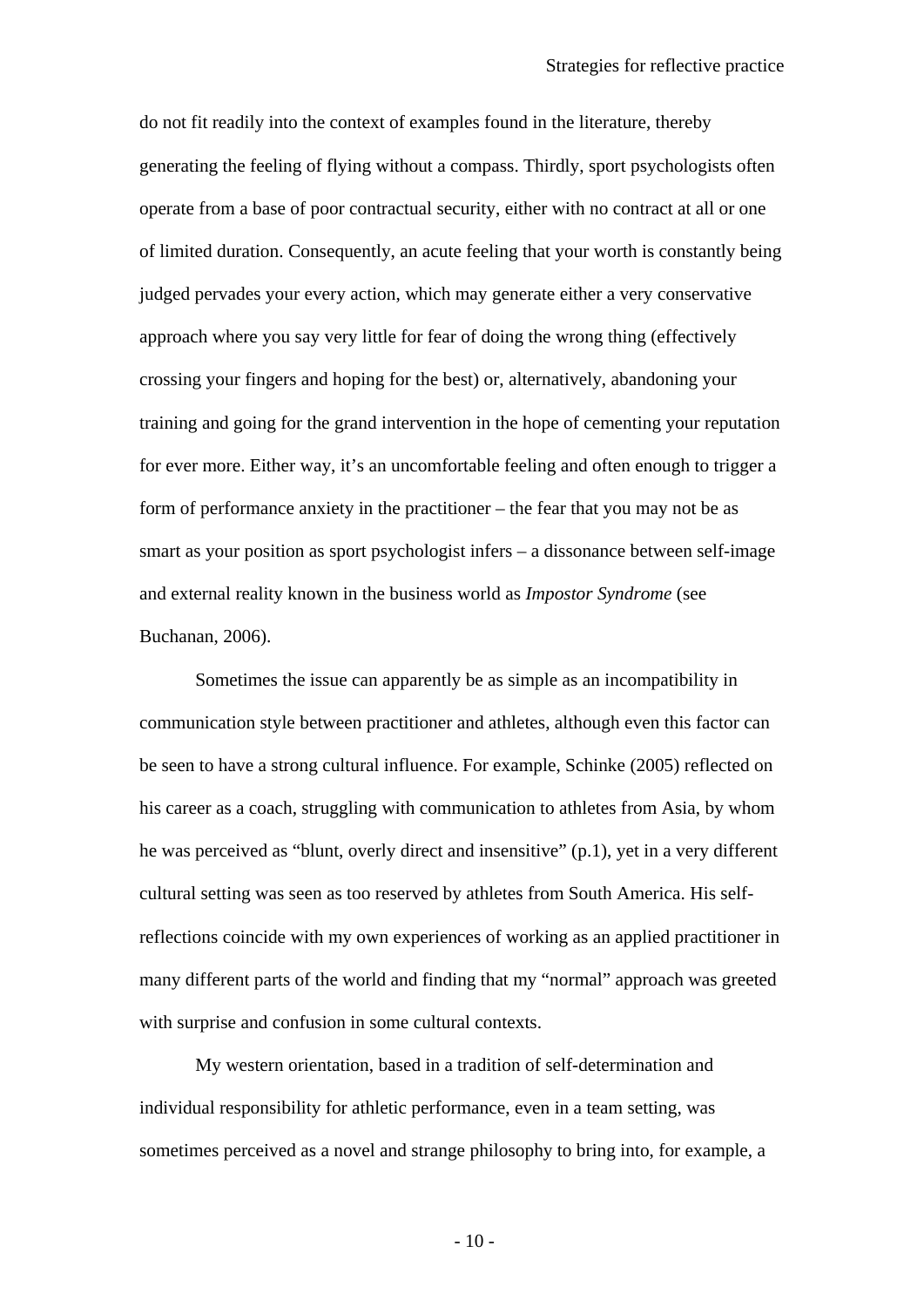do not fit readily into the context of examples found in the literature, thereby generating the feeling of flying without a compass. Thirdly, sport psychologists often operate from a base of poor contractual security, either with no contract at all or one of limited duration. Consequently, an acute feeling that your worth is constantly being judged pervades your every action, which may generate either a very conservative approach where you say very little for fear of doing the wrong thing (effectively crossing your fingers and hoping for the best) or, alternatively, abandoning your training and going for the grand intervention in the hope of cementing your reputation for ever more. Either way, it's an uncomfortable feeling and often enough to trigger a form of performance anxiety in the practitioner – the fear that you may not be as smart as your position as sport psychologist infers – a dissonance between self-image and external reality known in the business world as *Impostor Syndrome* (see Buchanan, 2006).

Sometimes the issue can apparently be as simple as an incompatibility in communication style between practitioner and athletes, although even this factor can be seen to have a strong cultural influence. For example, Schinke (2005) reflected on his career as a coach, struggling with communication to athletes from Asia, by whom he was perceived as "blunt, overly direct and insensitive" (p.1), yet in a very different cultural setting was seen as too reserved by athletes from South America. His self-reflections coincide with my own experiences of working as an applied practitioner in many different parts of the world and finding that my "normal" approach was greeted with surprise and confusion in some cultural contexts.

My western orientation, based in a tradition of self-determination and individual responsibility for athletic performance, even in a team setting, was sometimes perceived as a novel and strange philosophy to bring into, for example, a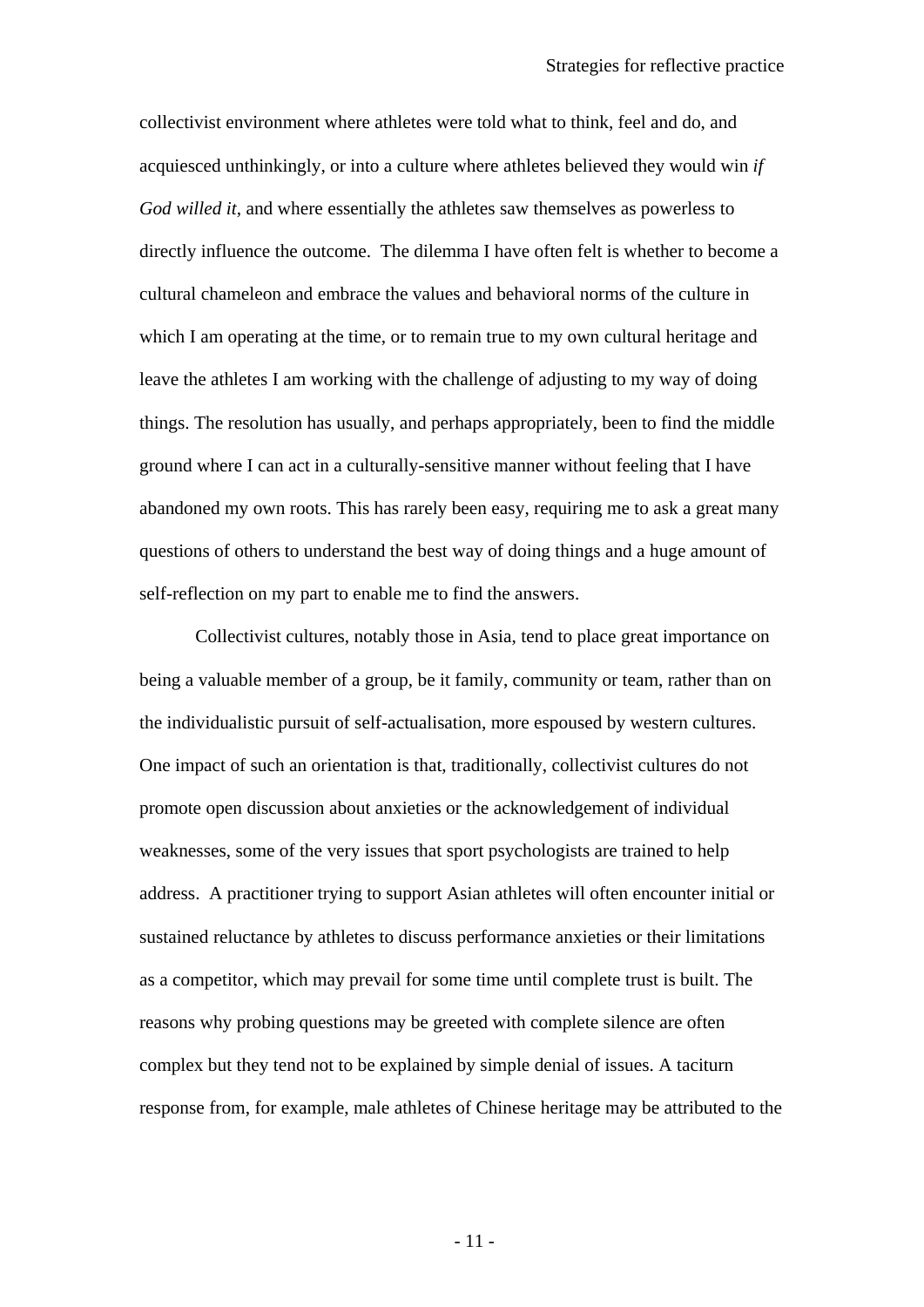collectivist environment where athletes were told what to think, feel and do, and acquiesced unthinkingly, or into a culture where athletes believed they would win *if God willed it*, and where essentially the athletes saw themselves as powerless to directly influence the outcome. The dilemma I have often felt is whether to become a cultural chameleon and embrace the values and behavioral norms of the culture in which I am operating at the time, or to remain true to my own cultural heritage and leave the athletes I am working with the challenge of adjusting to my way of doing things. The resolution has usually, and perhaps appropriately, been to find the middle ground where I can act in a culturally-sensitive manner without feeling that I have abandoned my own roots. This has rarely been easy, requiring me to ask a great many questions of others to understand the best way of doing things and a huge amount of self-reflection on my part to enable me to find the answers.

Collectivist cultures, notably those in Asia, tend to place great importance on being a valuable member of a group, be it family, community or team, rather than on the individualistic pursuit of self-actualisation, more espoused by western cultures. One impact of such an orientation is that, traditionally, collectivist cultures do not promote open discussion about anxieties or the acknowledgement of individual weaknesses, some of the very issues that sport psychologists are trained to help address. A practitioner trying to support Asian athletes will often encounter initial or sustained reluctance by athletes to discuss performance anxieties or their limitations as a competitor, which may prevail for some time until complete trust is built. The reasons why probing questions may be greeted with complete silence are often complex but they tend not to be explained by simple denial of issues. A taciturn response from, for example, male athletes of Chinese heritage may be attributed to the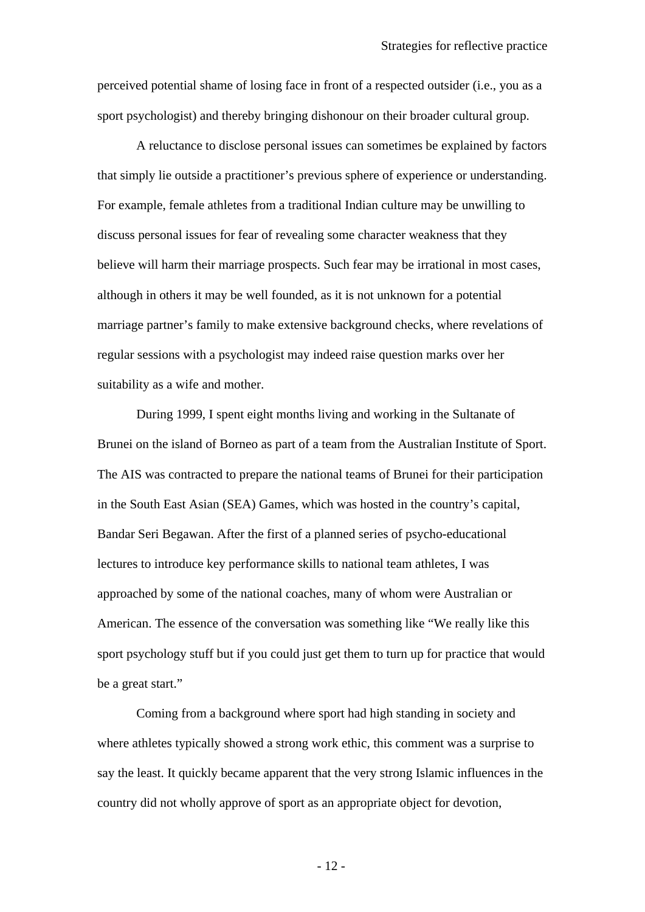perceived potential shame of losing face in front of a respected outsider (i.e., you as a sport psychologist) and thereby bringing dishonour on their broader cultural group.

A reluctance to disclose personal issues can sometimes be explained by factors that simply lie outside a practitioner's previous sphere of experience or understanding. For example, female athletes from a traditional Indian culture may be unwilling to discuss personal issues for fear of revealing some character weakness that they believe will harm their marriage prospects. Such fear may be irrational in most cases, although in others it may be well founded, as it is not unknown for a potential marriage partner's family to make extensive background checks, where revelations of regular sessions with a psychologist may indeed raise question marks over her suitability as a wife and mother.

During 1999, I spent eight months living and working in the Sultanate of Brunei on the island of Borneo as part of a team from the Australian Institute of Sport. The AIS was contracted to prepare the national teams of Brunei for their participation in the South East Asian (SEA) Games, which was hosted in the country's capital, Bandar Seri Begawan. After the first of a planned series of psycho-educational lectures to introduce key performance skills to national team athletes, I was approached by some of the national coaches, many of whom were Australian or American. The essence of the conversation was something like "We really like this sport psychology stuff but if you could just get them to turn up for practice that would be a great start."

Coming from a background where sport had high standing in society and where athletes typically showed a strong work ethic, this comment was a surprise to say the least. It quickly became apparent that the very strong Islamic influences in the country did not wholly approve of sport as an appropriate object for devotion,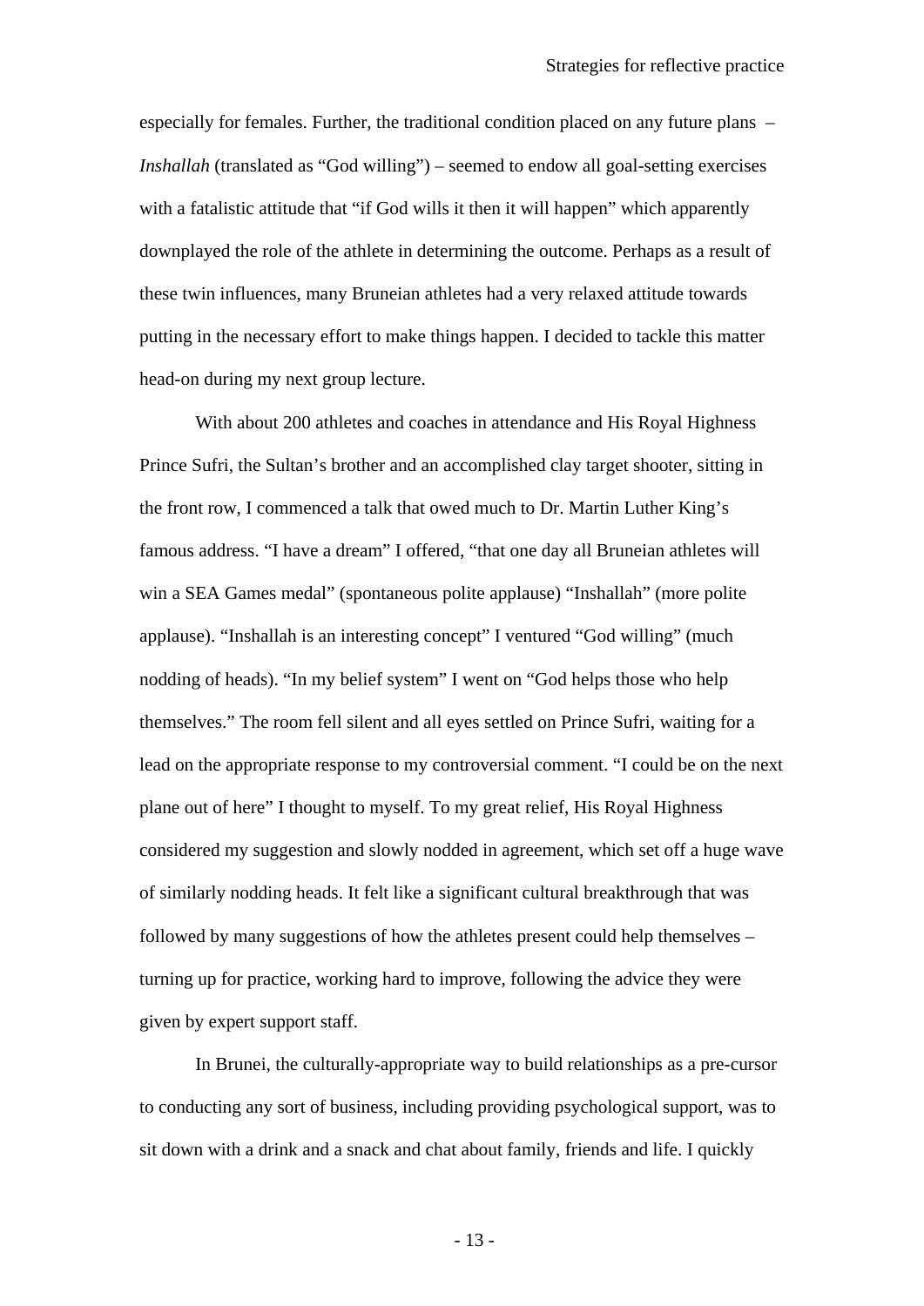especially for females. Further, the traditional condition placed on any future plans – *Inshallah* (translated as "God willing") – seemed to endow all goal-setting exercises with a fatalistic attitude that "if God wills it then it will happen" which apparently downplayed the role of the athlete in determining the outcome. Perhaps as a result of these twin influences, many Bruneian athletes had a very relaxed attitude towards putting in the necessary effort to make things happen. I decided to tackle this matter head-on during my next group lecture.

With about 200 athletes and coaches in attendance and His Royal Highness Prince Sufri, the Sultan's brother and an accomplished clay target shooter, sitting in the front row, I commenced a talk that owed much to Dr. Martin Luther King's famous address. "I have a dream" I offered, "that one day all Bruneian athletes will win a SEA Games medal" (spontaneous polite applause) "Inshallah" (more polite applause). "Inshallah is an interesting concept" I ventured "God willing" (much nodding of heads). "In my belief system" I went on "God helps those who help themselves." The room fell silent and all eyes settled on Prince Sufri, waiting for a lead on the appropriate response to my controversial comment. "I could be on the next plane out of here" I thought to myself. To my great relief, His Royal Highness considered my suggestion and slowly nodded in agreement, which set off a huge wave of similarly nodding heads. It felt like a significant cultural breakthrough that was followed by many suggestions of how the athletes present could help themselves – turning up for practice, working hard to improve, following the advice they were given by expert support staff.

In Brunei, the culturally-appropriate way to build relationships as a pre-cursor to conducting any sort of business, including providing psychological support, was to sit down with a drink and a snack and chat about family, friends and life. I quickly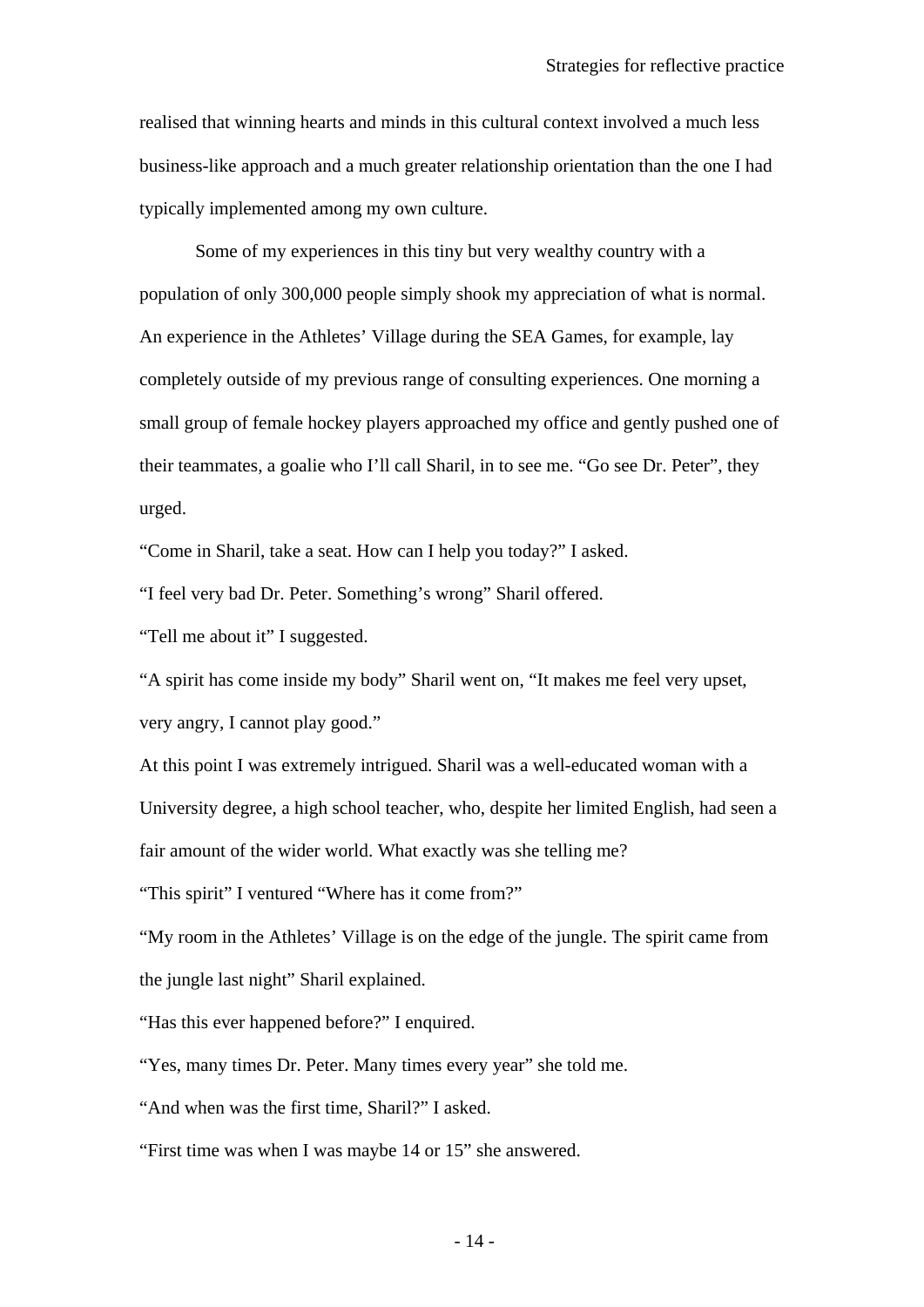realised that winning hearts and minds in this cultural context involved a much less business-like approach and a much greater relationship orientation than the one I had typically implemented among my own culture.

Some of my experiences in this tiny but very wealthy country with a population of only 300,000 people simply shook my appreciation of what is normal. An experience in the Athletes' Village during the SEA Games, for example, lay completely outside of my previous range of consulting experiences. One morning a small group of female hockey players approached my office and gently pushed one of their teammates, a goalie who I'll call Sharil, in to see me. "Go see Dr. Peter", they urged.

"Come in Sharil, take a seat. How can I help you today?" I asked.

"I feel very bad Dr. Peter. Something's wrong" Sharil offered.

"Tell me about it" I suggested.

"A spirit has come inside my body" Sharil went on, "It makes me feel very upset, very angry, I cannot play good."

At this point I was extremely intrigued. Sharil was a well-educated woman with a University degree, a high school teacher, who, despite her limited English, had seen a fair amount of the wider world. What exactly was she telling me?

"This spirit" I ventured "Where has it come from?"

"My room in the Athletes' Village is on the edge of the jungle. The spirit came from the jungle last night" Sharil explained.

"Has this ever happened before?" I enquired.

"Yes, many times Dr. Peter. Many times every year" she told me.

"And when was the first time, Sharil?" I asked.

"First time was when I was maybe 14 or 15" she answered.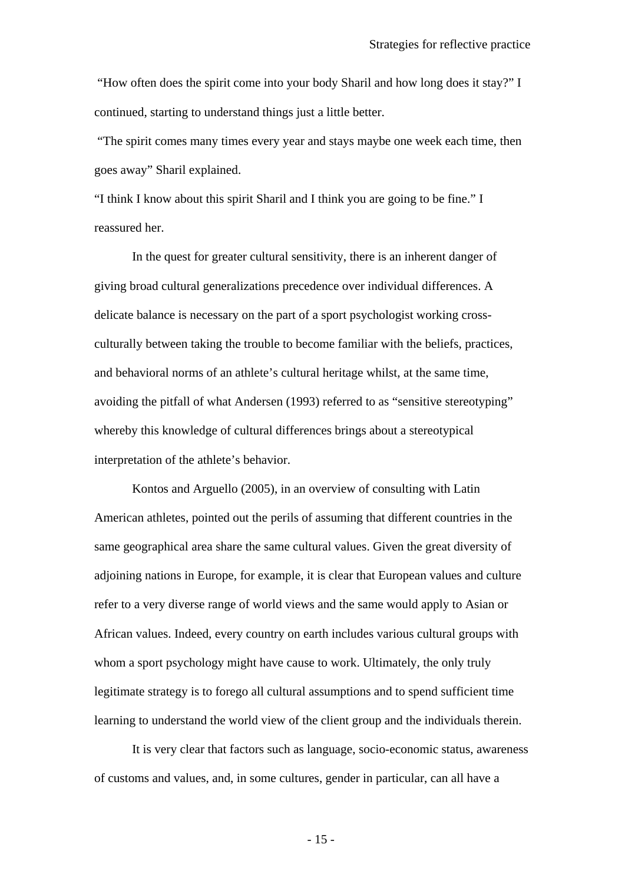"How often does the spirit come into your body Sharil and how long does it stay?" I continued, starting to understand things just a little better.

"The spirit comes many times every year and stays maybe one week each time, then goes away" Sharil explained.

"I think I know about this spirit Sharil and I think you are going to be fine." I reassured her.

In the quest for greater cultural sensitivity, there is an inherent danger of giving broad cultural generalizations precedence over individual differences. A delicate balance is necessary on the part of a sport psychologist working cross-culturally between taking the trouble to become familiar with the beliefs, practices, and behavioral norms of an athlete's cultural heritage whilst, at the same time, avoiding the pitfall of what Andersen (1993) referred to as "sensitive stereotyping" whereby this knowledge of cultural differences brings about a stereotypical interpretation of the athlete's behavior.

Kontos and Arguello (2005), in an overview of consulting with Latin American athletes, pointed out the perils of assuming that different countries in the same geographical area share the same cultural values. Given the great diversity of adjoining nations in Europe, for example, it is clear that European values and culture refer to a very diverse range of world views and the same would apply to Asian or African values. Indeed, every country on earth includes various cultural groups with whom a sport psychology might have cause to work. Ultimately, the only truly legitimate strategy is to forego all cultural assumptions and to spend sufficient time learning to understand the world view of the client group and the individuals therein.

It is very clear that factors such as language, socio-economic status, awareness of customs and values, and, in some cultures, gender in particular, can all have a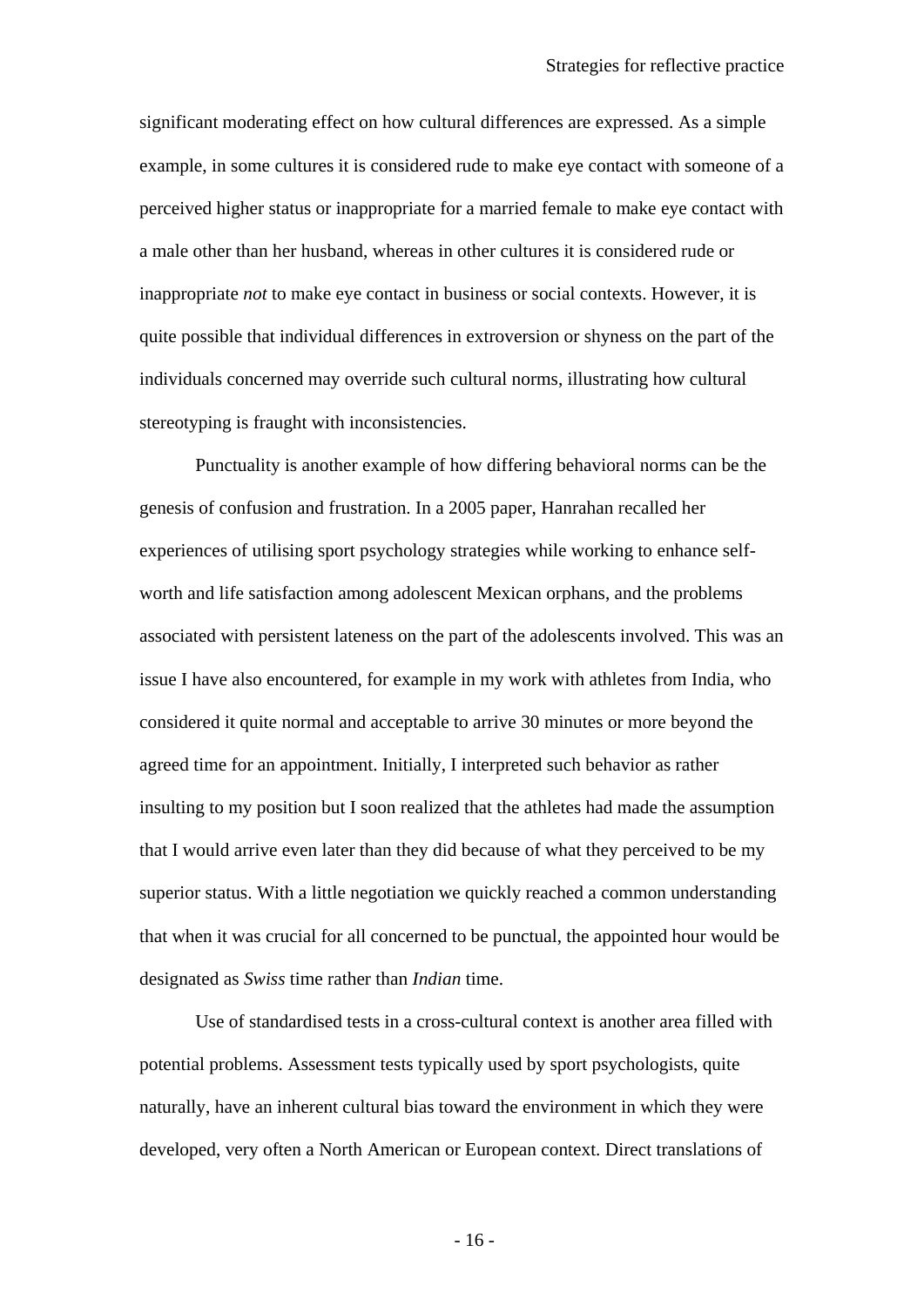significant moderating effect on how cultural differences are expressed. As a simple example, in some cultures it is considered rude to make eye contact with someone of a perceived higher status or inappropriate for a married female to make eye contact with a male other than her husband, whereas in other cultures it is considered rude or inappropriate *not* to make eye contact in business or social contexts. However, it is quite possible that individual differences in extroversion or shyness on the part of the individuals concerned may override such cultural norms, illustrating how cultural stereotyping is fraught with inconsistencies.

Punctuality is another example of how differing behavioral norms can be the genesis of confusion and frustration. In a 2005 paper, Hanrahan recalled her experiences of utilising sport psychology strategies while working to enhance self-worth and life satisfaction among adolescent Mexican orphans, and the problems associated with persistent lateness on the part of the adolescents involved. This was an issue I have also encountered, for example in my work with athletes from India, who considered it quite normal and acceptable to arrive 30 minutes or more beyond the agreed time for an appointment. Initially, I interpreted such behavior as rather insulting to my position but I soon realized that the athletes had made the assumption that I would arrive even later than they did because of what they perceived to be my superior status. With a little negotiation we quickly reached a common understanding that when it was crucial for all concerned to be punctual, the appointed hour would be designated as *Swiss* time rather than *Indian* time.

Use of standardised tests in a cross-cultural context is another area filled with potential problems. Assessment tests typically used by sport psychologists, quite naturally, have an inherent cultural bias toward the environment in which they were developed, very often a North American or European context. Direct translations of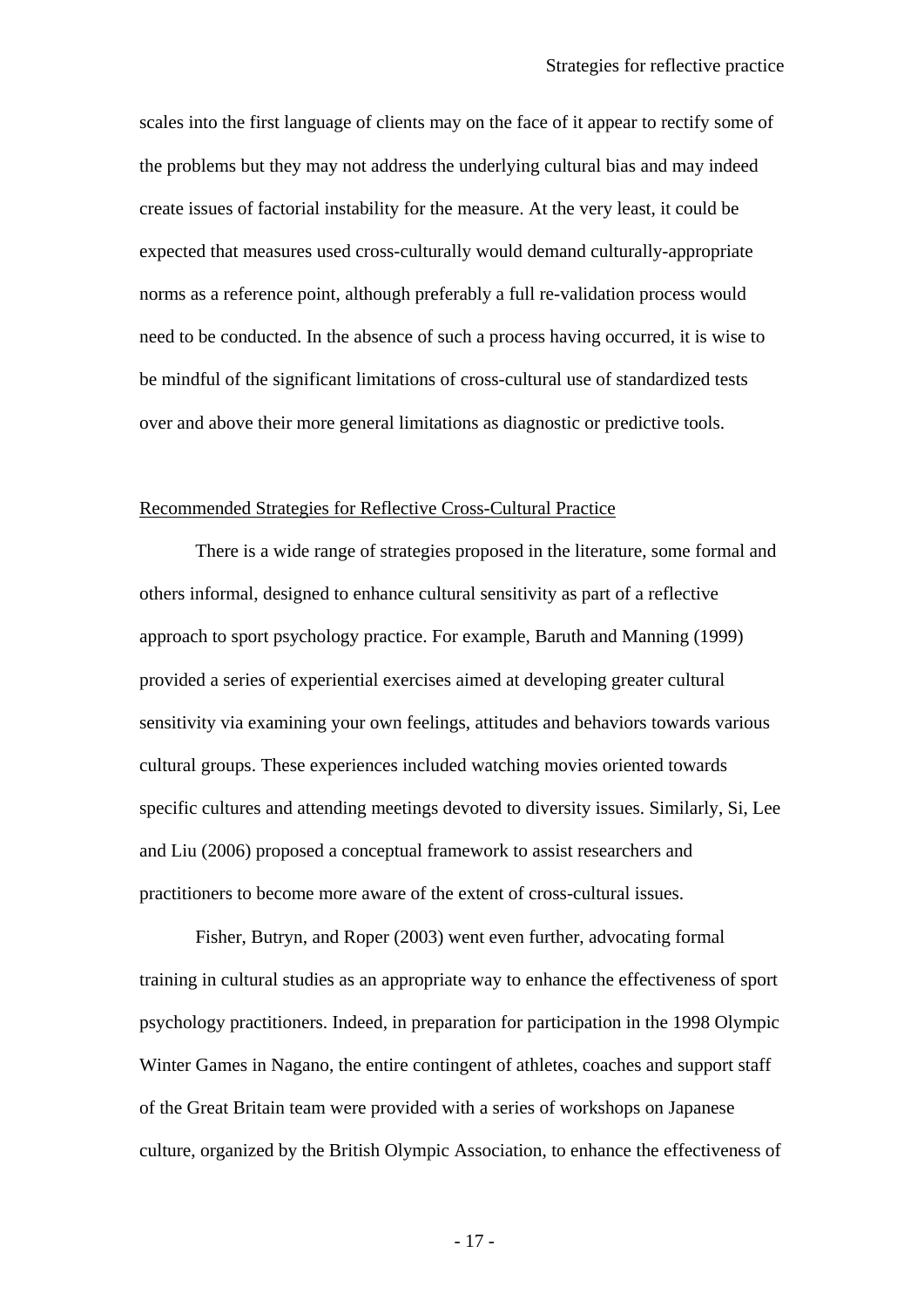scales into the first language of clients may on the face of it appear to rectify some of the problems but they may not address the underlying cultural bias and may indeed create issues of factorial instability for the measure. At the very least, it could be expected that measures used cross-culturally would demand culturally-appropriate norms as a reference point, although preferably a full re-validation process would need to be conducted. In the absence of such a process having occurred, it is wise to be mindful of the significant limitations of cross-cultural use of standardized tests over and above their more general limitations as diagnostic or predictive tools.

## Recommended Strategies for Reflective Cross-Cultural Practice

There is a wide range of strategies proposed in the literature, some formal and others informal, designed to enhance cultural sensitivity as part of a reflective approach to sport psychology practice. For example, Baruth and Manning (1999) provided a series of experiential exercises aimed at developing greater cultural sensitivity via examining your own feelings, attitudes and behaviors towards various cultural groups. These experiences included watching movies oriented towards specific cultures and attending meetings devoted to diversity issues. Similarly, Si, Lee and Liu (2006) proposed a conceptual framework to assist researchers and practitioners to become more aware of the extent of cross-cultural issues.

Fisher, Butryn, and Roper (2003) went even further, advocating formal training in cultural studies as an appropriate way to enhance the effectiveness of sport psychology practitioners. Indeed, in preparation for participation in the 1998 Olympic Winter Games in Nagano, the entire contingent of athletes, coaches and support staff of the Great Britain team were provided with a series of workshops on Japanese culture, organized by the British Olympic Association, to enhance the effectiveness of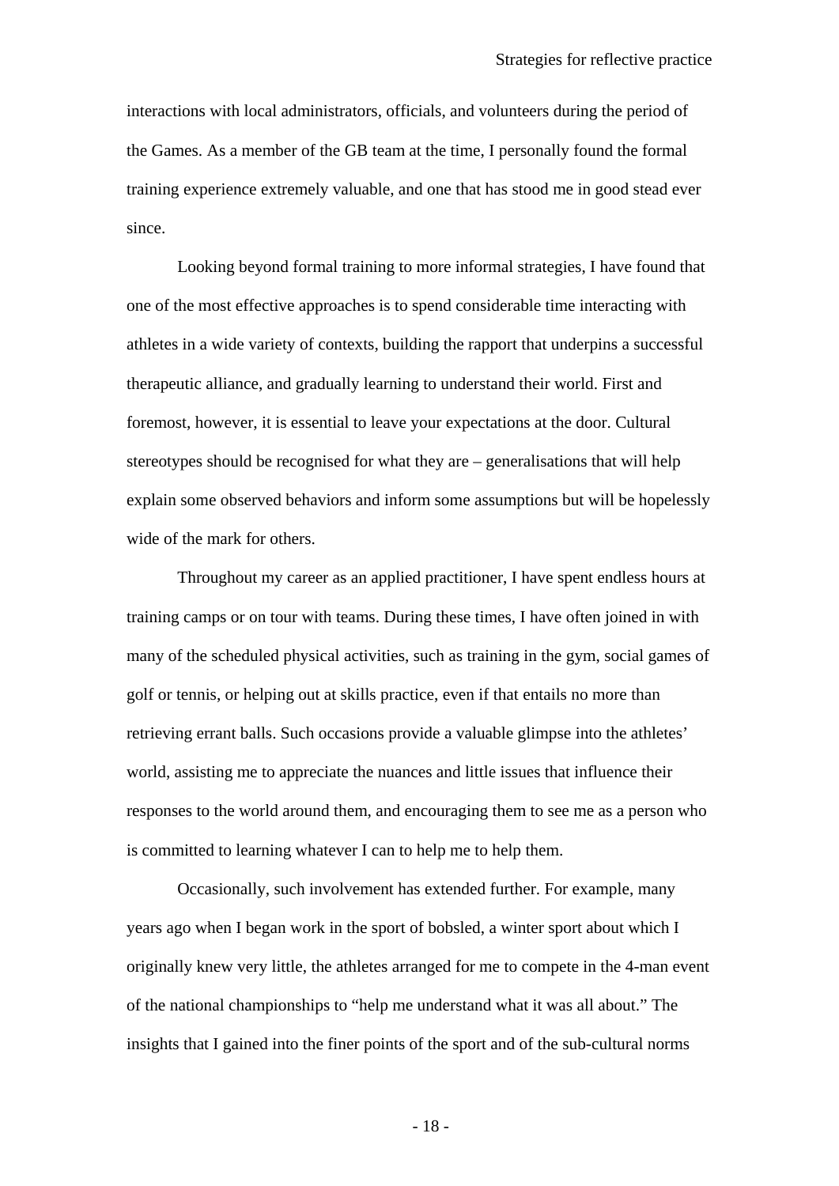interactions with local administrators, officials, and volunteers during the period of the Games. As a member of the GB team at the time, I personally found the formal training experience extremely valuable, and one that has stood me in good stead ever since.

Looking beyond formal training to more informal strategies, I have found that one of the most effective approaches is to spend considerable time interacting with athletes in a wide variety of contexts, building the rapport that underpins a successful therapeutic alliance, and gradually learning to understand their world. First and foremost, however, it is essential to leave your expectations at the door. Cultural stereotypes should be recognised for what they are – generalisations that will help explain some observed behaviors and inform some assumptions but will be hopelessly wide of the mark for others.

Throughout my career as an applied practitioner, I have spent endless hours at training camps or on tour with teams. During these times, I have often joined in with many of the scheduled physical activities, such as training in the gym, social games of golf or tennis, or helping out at skills practice, even if that entails no more than retrieving errant balls. Such occasions provide a valuable glimpse into the athletes' world, assisting me to appreciate the nuances and little issues that influence their responses to the world around them, and encouraging them to see me as a person who is committed to learning whatever I can to help me to help them.

Occasionally, such involvement has extended further. For example, many years ago when I began work in the sport of bobsled, a winter sport about which I originally knew very little, the athletes arranged for me to compete in the 4-man event of the national championships to "help me understand what it was all about." The insights that I gained into the finer points of the sport and of the sub-cultural norms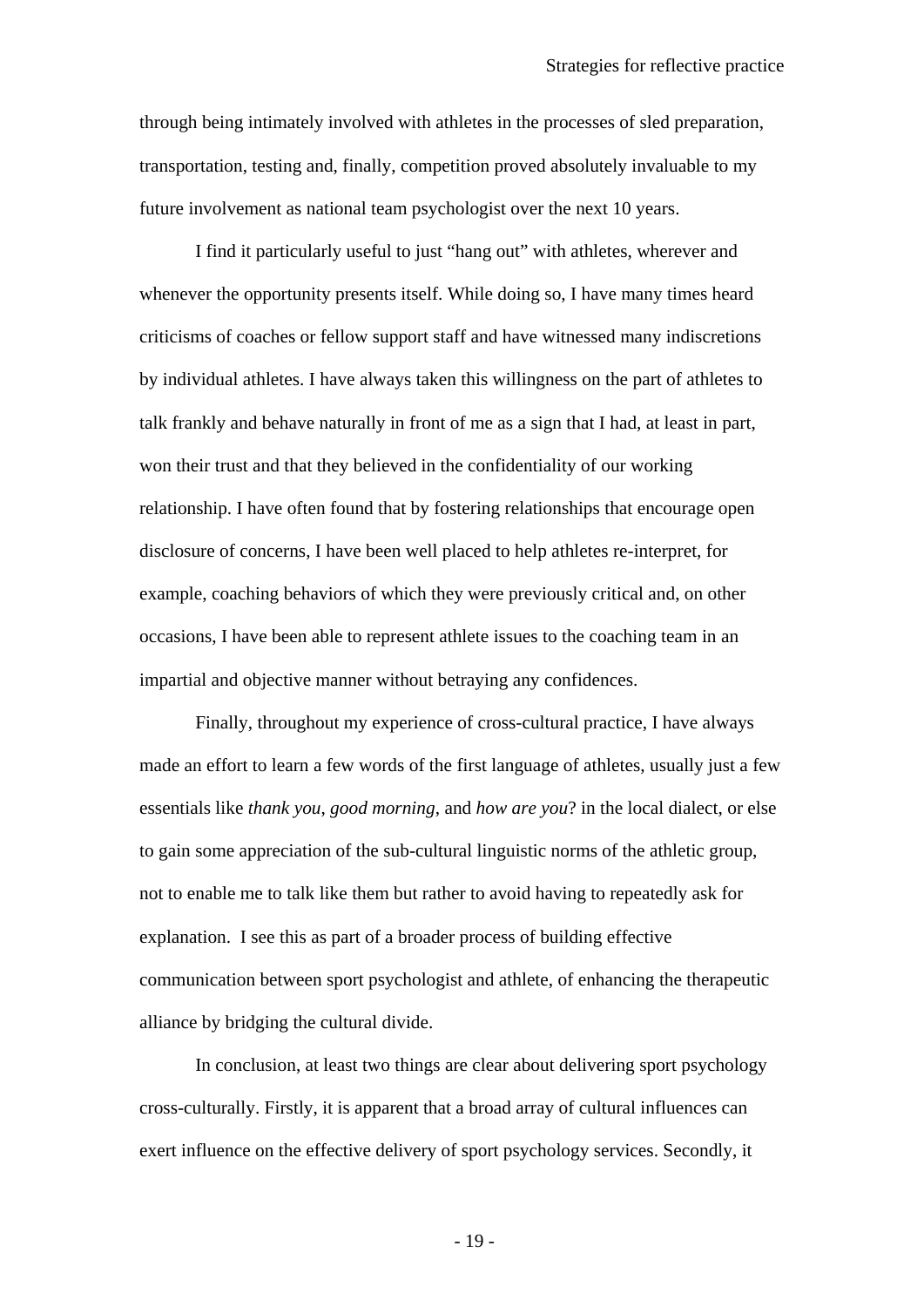through being intimately involved with athletes in the processes of sled preparation, transportation, testing and, finally, competition proved absolutely invaluable to my future involvement as national team psychologist over the next 10 years.

I find it particularly useful to just "hang out" with athletes, wherever and whenever the opportunity presents itself. While doing so, I have many times heard criticisms of coaches or fellow support staff and have witnessed many indiscretions by individual athletes. I have always taken this willingness on the part of athletes to talk frankly and behave naturally in front of me as a sign that I had, at least in part, won their trust and that they believed in the confidentiality of our working relationship. I have often found that by fostering relationships that encourage open disclosure of concerns, I have been well placed to help athletes re-interpret, for example, coaching behaviors of which they were previously critical and, on other occasions, I have been able to represent athlete issues to the coaching team in an impartial and objective manner without betraying any confidences.

Finally, throughout my experience of cross-cultural practice, I have always made an effort to learn a few words of the first language of athletes, usually just a few essentials like *thank you*, *good morning*, and *how are you*? in the local dialect, or else to gain some appreciation of the sub-cultural linguistic norms of the athletic group, not to enable me to talk like them but rather to avoid having to repeatedly ask for explanation. I see this as part of a broader process of building effective communication between sport psychologist and athlete, of enhancing the therapeutic alliance by bridging the cultural divide.

In conclusion, at least two things are clear about delivering sport psychology cross-culturally. Firstly, it is apparent that a broad array of cultural influences can exert influence on the effective delivery of sport psychology services. Secondly, it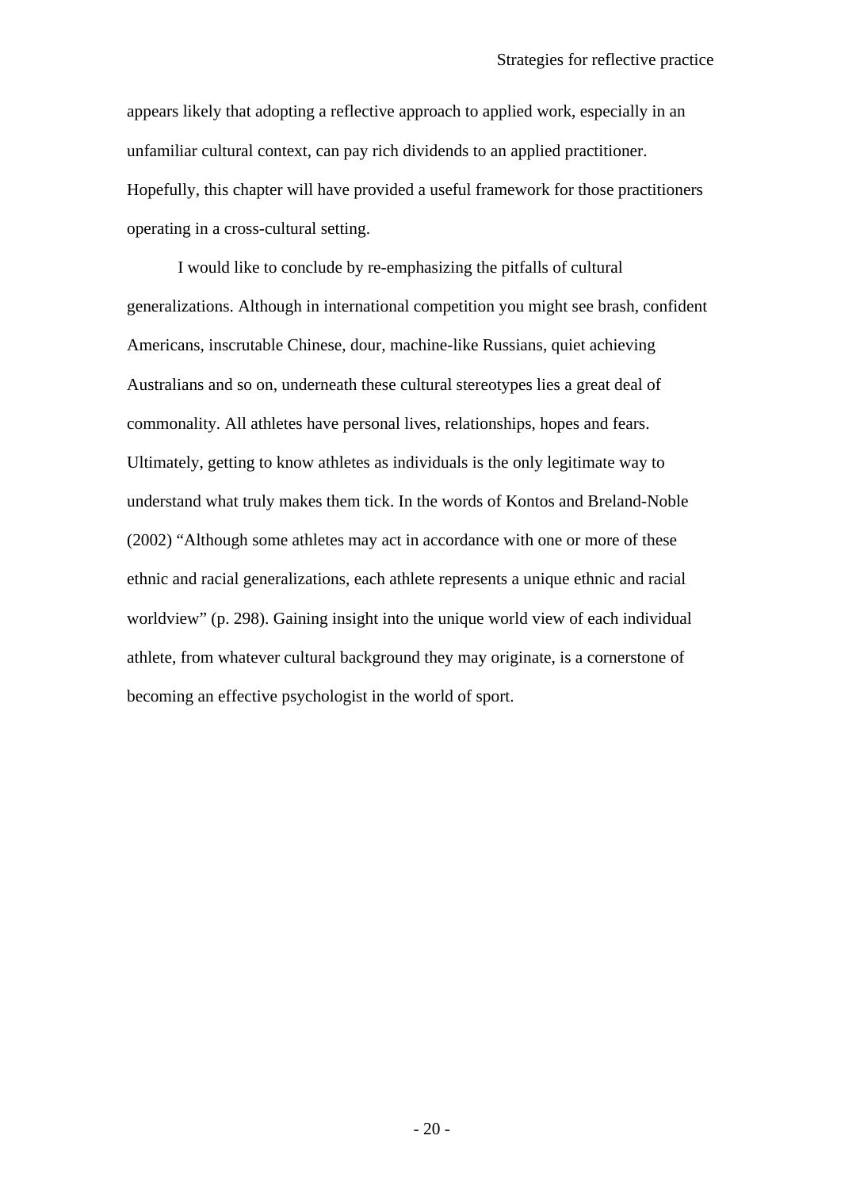appears likely that adopting a reflective approach to applied work, especially in an unfamiliar cultural context, can pay rich dividends to an applied practitioner. Hopefully, this chapter will have provided a useful framework for those practitioners operating in a cross-cultural setting.

I would like to conclude by re-emphasizing the pitfalls of cultural generalizations. Although in international competition you might see brash, confident Americans, inscrutable Chinese, dour, machine-like Russians, quiet achieving Australians and so on, underneath these cultural stereotypes lies a great deal of commonality. All athletes have personal lives, relationships, hopes and fears. Ultimately, getting to know athletes as individuals is the only legitimate way to understand what truly makes them tick. In the words of Kontos and Breland-Noble (2002) "Although some athletes may act in accordance with one or more of these ethnic and racial generalizations, each athlete represents a unique ethnic and racial worldview" (p. 298). Gaining insight into the unique world view of each individual athlete, from whatever cultural background they may originate, is a cornerstone of becoming an effective psychologist in the world of sport.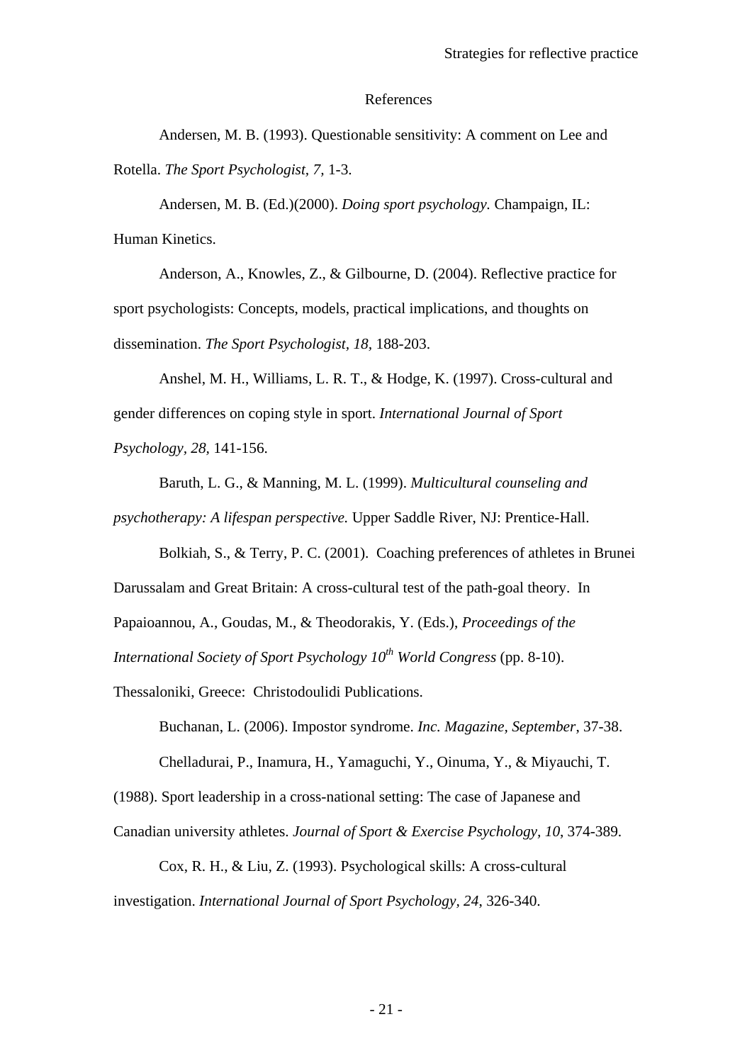# References

Andersen, M. B. (1993). Questionable sensitivity: A comment on Lee and Rotella. *The Sport Psychologist, 7,* 1-3.

Andersen, M. B. (Ed.)(2000). *Doing sport psychology.* Champaign, IL: Human Kinetics.

Anderson, A., Knowles, Z., & Gilbourne, D. (2004). Reflective practice for sport psychologists: Concepts, models, practical implications, and thoughts on dissemination. *The Sport Psychologist, 18,* 188-203.

Anshel, M. H., Williams, L. R. T., & Hodge, K. (1997). Cross-cultural and gender differences on coping style in sport. *International Journal of Sport Psychology, 28,* 141-156.

Baruth, L. G., & Manning, M. L. (1999). *Multicultural counseling and psychotherapy: A lifespan perspective.* Upper Saddle River, NJ: Prentice-Hall.

Bolkiah, S., & Terry, P. C. (2001). Coaching preferences of athletes in Brunei Darussalam and Great Britain: A cross-cultural test of the path-goal theory. In Papaioannou, A., Goudas, M., & Theodorakis, Y. (Eds.), *Proceedings of the International Society of Sport Psychology 10th World Congress* (pp. 8-10). Thessaloniki, Greece: Christodoulidi Publications.

Buchanan, L. (2006). Impostor syndrome. *Inc. Magazine, September*, 37-38.

Chelladurai, P., Inamura, H., Yamaguchi, Y., Oinuma, Y., & Miyauchi, T. (1988). Sport leadership in a cross-national setting: The case of Japanese and Canadian university athletes. *Journal of Sport & Exercise Psychology, 10*, 374-389.

Cox, R. H., & Liu, Z. (1993). Psychological skills: A cross-cultural investigation. *International Journal of Sport Psychology, 24*, 326-340.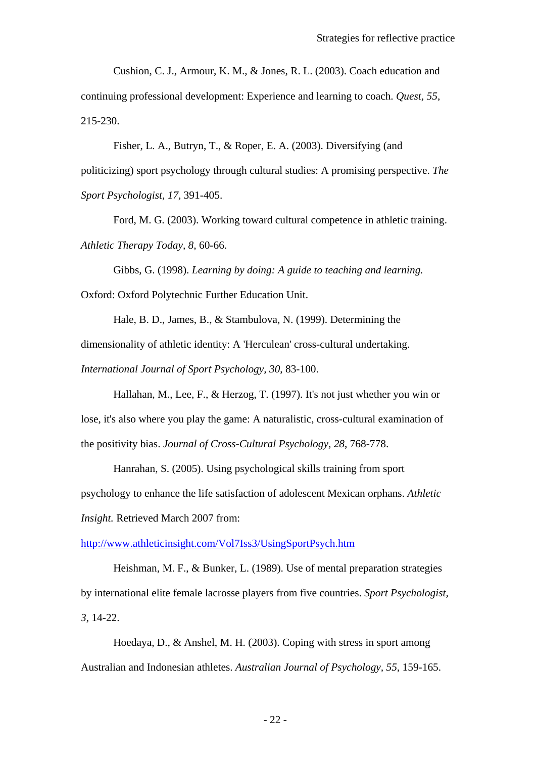Cushion, C. J., Armour, K. M., & Jones, R. L. (2003). Coach education and continuing professional development: Experience and learning to coach. *Quest, 55*, 215-230.

Fisher, L. A., Butryn, T., & Roper, E. A. (2003). Diversifying (and politicizing) sport psychology through cultural studies: A promising perspective. *The Sport Psychologist, 17*, 391-405.

Ford, M. G. (2003). Working toward cultural competence in athletic training. *Athletic Therapy Today, 8*, 60-66.

Gibbs, G. (1998). *Learning by doing: A guide to teaching and learning.* Oxford: Oxford Polytechnic Further Education Unit.

Hale, B. D., James, B., & Stambulova, N. (1999). Determining the dimensionality of athletic identity: A 'Herculean' cross-cultural undertaking. *International Journal of Sport Psychology, 30*, 83-100.

Hallahan, M., Lee, F., & Herzog, T. (1997). It's not just whether you win or lose, it's also where you play the game: A naturalistic, cross-cultural examination of the positivity bias. *Journal of Cross-Cultural Psychology, 28*, 768-778.

Hanrahan, S. (2005). Using psychological skills training from sport psychology to enhance the life satisfaction of adolescent Mexican orphans. *Athletic Insight.* Retrieved March 2007 from: http://www.athleticinsight.com/Vol7Iss3/UsingSportPsych.htm

Heishman, M. F., & Bunker, L. (1989). Use of mental preparation strategies by international elite female lacrosse players from five countries. *Sport Psychologist, 3*, 14-22.

Hoedaya, D., & Anshel, M. H. (2003). Coping with stress in sport among Australian and Indonesian athletes. *Australian Journal of Psychology, 55*, 159-165.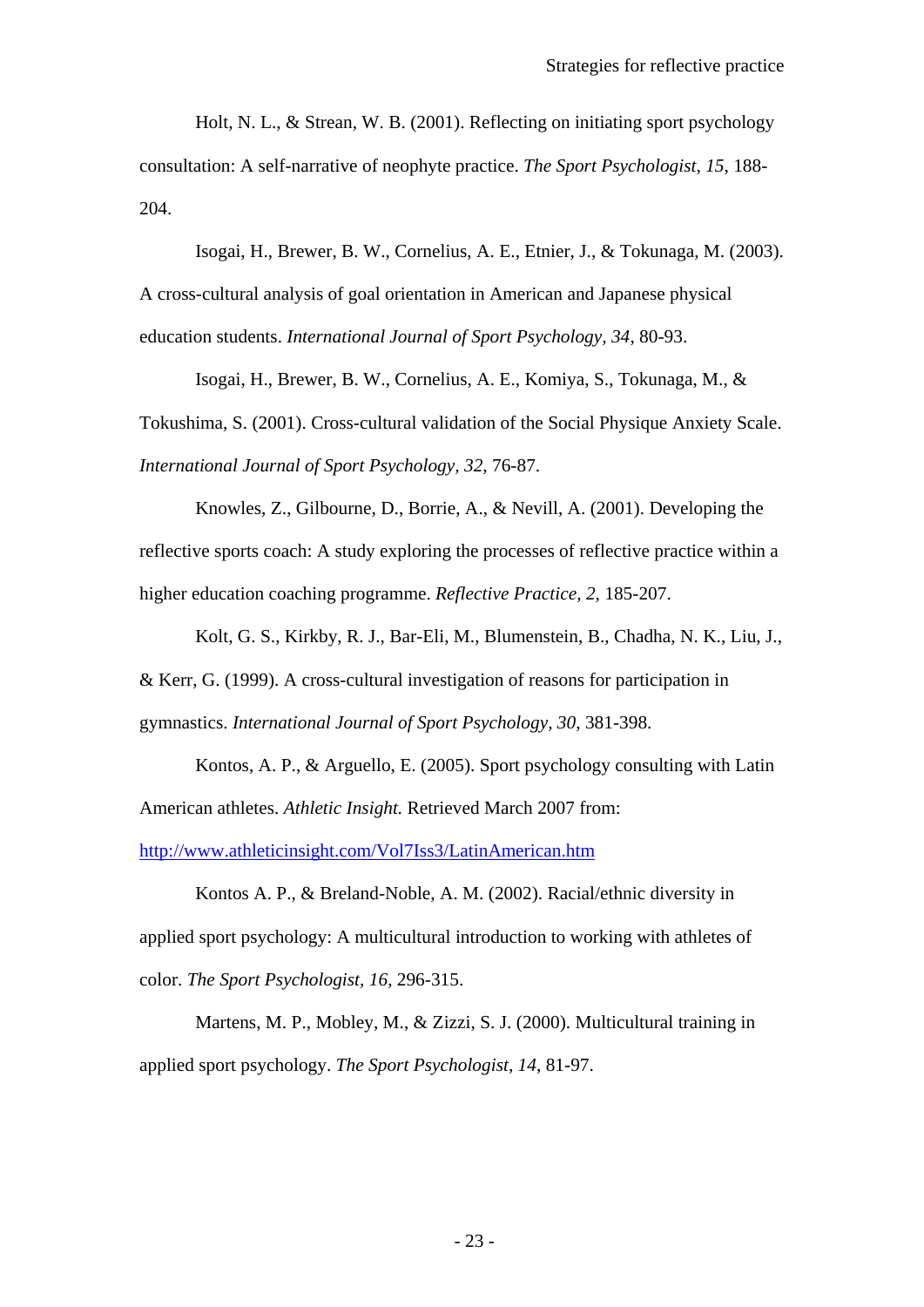Holt, N. L., & Strean, W. B. (2001). Reflecting on initiating sport psychology consultation: A self-narrative of neophyte practice. *The Sport Psychologist, 15*, 188-204.

Isogai, H., Brewer, B. W., Cornelius, A. E., Etnier, J., & Tokunaga, M. (2003). A cross-cultural analysis of goal orientation in American and Japanese physical education students. *International Journal of Sport Psychology, 34*, 80-93.

Isogai, H., Brewer, B. W., Cornelius, A. E., Komiya, S., Tokunaga, M., & Tokushima, S. (2001). Cross-cultural validation of the Social Physique Anxiety Scale. *International Journal of Sport Psychology, 32*, 76-87.

Knowles, Z., Gilbourne, D., Borrie, A., & Nevill, A. (2001). Developing the reflective sports coach: A study exploring the processes of reflective practice within a higher education coaching programme. *Reflective Practice, 2*, 185-207.

Kolt, G. S., Kirkby, R. J., Bar-Eli, M., Blumenstein, B., Chadha, N. K., Liu, J., & Kerr, G. (1999). A cross-cultural investigation of reasons for participation in gymnastics. *International Journal of Sport Psychology, 30*, 381-398.

Kontos, A. P., & Arguello, E. (2005). Sport psychology consulting with Latin American athletes. *Athletic Insight.* Retrieved March 2007 from: http://www.athleticinsight.com/Vol7Iss3/LatinAmerican.htm

Kontos A. P., & Breland-Noble, A. M. (2002). Racial/ethnic diversity in applied sport psychology: A multicultural introduction to working with athletes of color. *The Sport Psychologist, 16*, 296-315.

Martens, M. P., Mobley, M., & Zizzi, S. J. (2000). Multicultural training in applied sport psychology. *The Sport Psychologist, 14*, 81-97.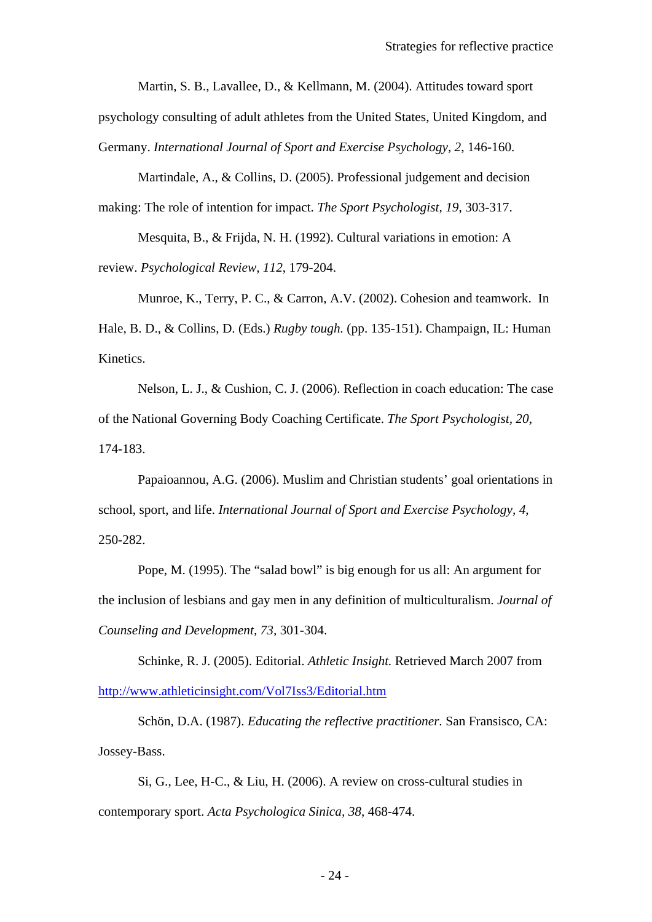Martin, S. B., Lavallee, D., & Kellmann, M. (2004). Attitudes toward sport psychology consulting of adult athletes from the United States, United Kingdom, and Germany. *International Journal of Sport and Exercise Psychology, 2*, 146-160.

Martindale, A., & Collins, D. (2005). Professional judgement and decision making: The role of intention for impact. *The Sport Psychologist, 19*, 303-317.

Mesquita, B., & Frijda, N. H. (1992). Cultural variations in emotion: A review. *Psychological Review, 112*, 179-204.

Munroe, K., Terry, P. C., & Carron, A.V. (2002). Cohesion and teamwork. In Hale, B. D., & Collins, D. (Eds.) *Rugby tough.* (pp. 135-151). Champaign, IL: Human Kinetics.

Nelson, L. J., & Cushion, C. J. (2006). Reflection in coach education: The case of the National Governing Body Coaching Certificate. *The Sport Psychologist, 20*, 174-183.

Papaioannou, A.G. (2006). Muslim and Christian students' goal orientations in school, sport, and life. *International Journal of Sport and Exercise Psychology, 4*, 250-282.

Pope, M. (1995). The "salad bowl" is big enough for us all: An argument for the inclusion of lesbians and gay men in any definition of multiculturalism. *Journal of Counseling and Development, 73*, 301-304.

Schinke, R. J. (2005). Editorial. *Athletic Insight.* Retrieved March 2007 from http://www.athleticinsight.com/Vol7Iss3/Editorial.htm

Schön, D.A. (1987). *Educating the reflective practitioner.* San Fransisco, CA: Jossey-Bass.

Si, G., Lee, H-C., & Liu, H. (2006). A review on cross-cultural studies in contemporary sport. *Acta Psychologica Sinica, 38*, 468-474.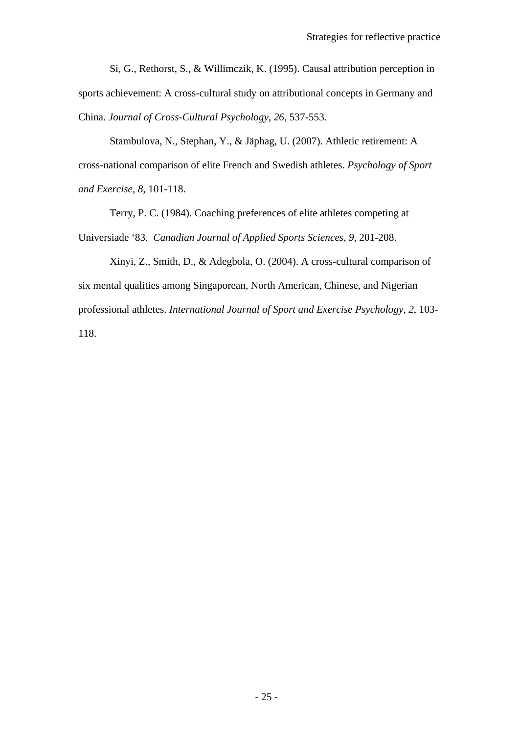Si, G., Rethorst, S., & Willimczik, K. (1995). Causal attribution perception in sports achievement: A cross-cultural study on attributional concepts in Germany and China. *Journal of Cross-Cultural Psychology*, *26*, 537-553.

Stambulova, N., Stephan, Y., & Jäphag, U. (2007). Athletic retirement: A cross-national comparison of elite French and Swedish athletes. *Psychology of Sport and Exercise, 8*, 101-118.

Terry, P. C. (1984). Coaching preferences of elite athletes competing at Universiade '83. *Canadian Journal of Applied Sports Sciences, 9,* 201-208.

Xinyi, Z., Smith, D., & Adegbola, O. (2004). A cross-cultural comparison of six mental qualities among Singaporean, North American, Chinese, and Nigerian professional athletes. *International Journal of Sport and Exercise Psychology, 2*, 103-118.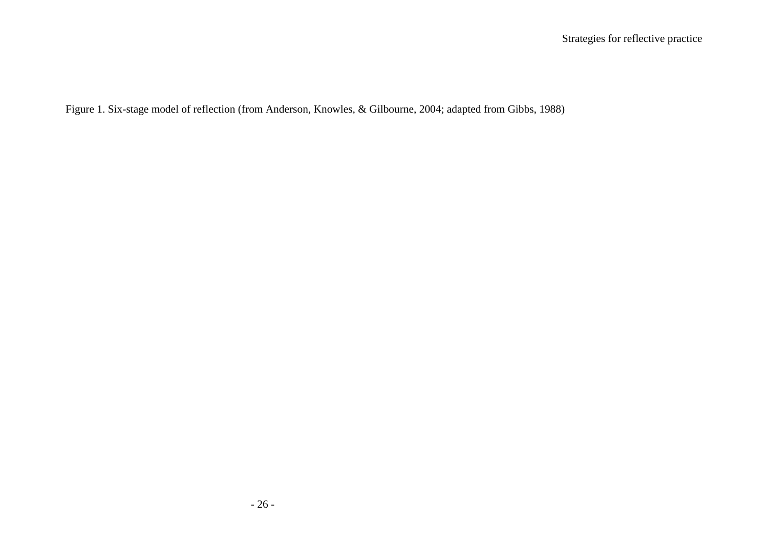Figure 1. Six-stage model of reflection (from Anderson, Knowles, & Gilbourne, 2004; adapted from Gibbs, 1988)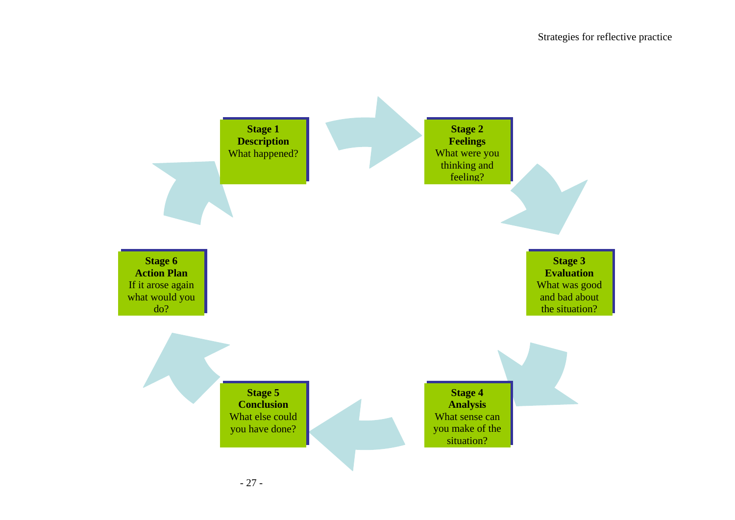**Stage 1**
**Description**
What happened?

**Stage 2**
**Feelings**
What were you thinking and feeling?

**Stage 3**
**Evaluation**
What was good and bad about the situation?

**Stage 4**
**Analysis**
What sense can you make of the situation?

**Stage 5**
**Conclusion**
What else could you have done?

**Stage 6**
**Action Plan**
If it arose again what would you do?